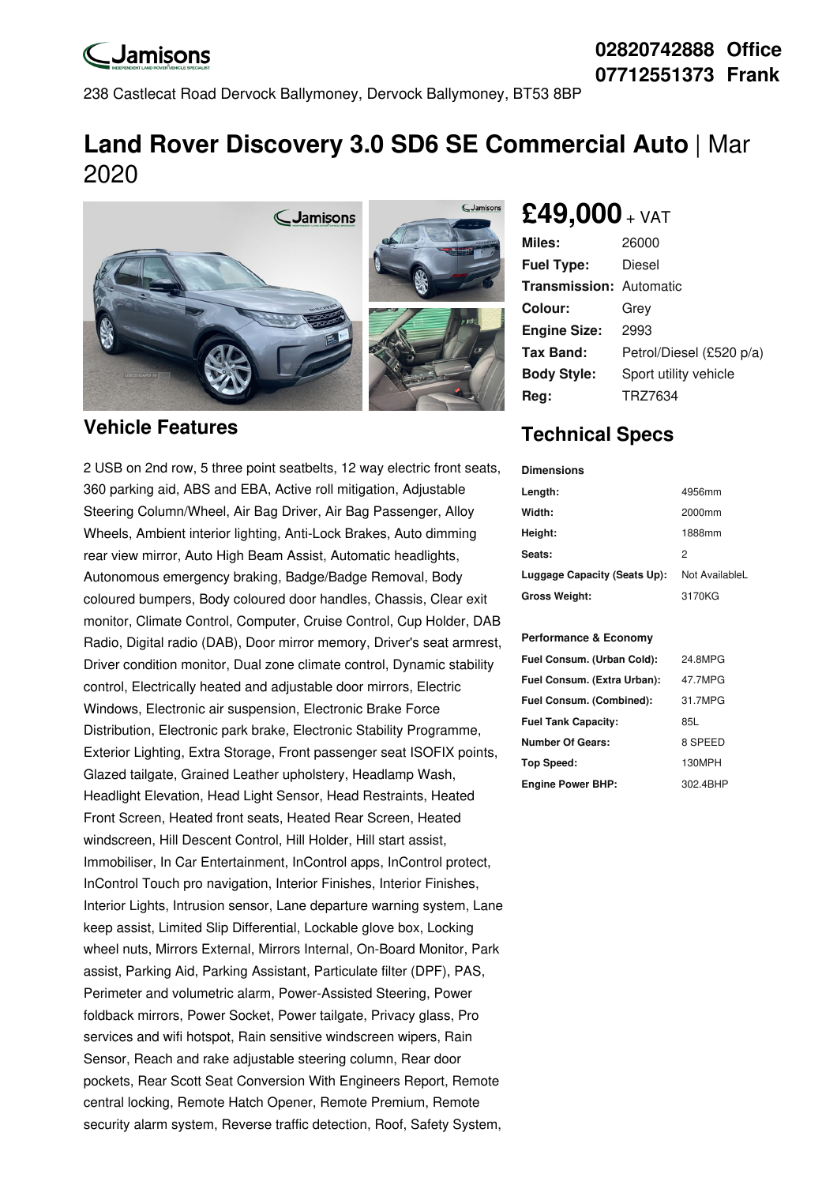**Jamisons**

**02820742888 Office**
**07712551373 Frank**

238 Castlecat Road Dervock Ballymoney, Dervock Ballymoney, BT53 8BP

# Land Rover Discovery 3.0 SD6 SE Commercial Auto | Mar 2020

## £49,000 + VAT

| | |
|---|---|
| **Miles:** | 26000 |
| **Fuel Type:** | Diesel |
| **Transmission:** | Automatic |
| **Colour:** | Grey |
| **Engine Size:** | 2993 |
| **Tax Band:** | Petrol/Diesel (£520 p/a) |
| **Body Style:** | Sport utility vehicle |
| **Reg:** | TRZ7634 |

## Vehicle Features

2 USB on 2nd row, 5 three point seatbelts, 12 way electric front seats, 360 parking aid, ABS and EBA, Active roll mitigation, Adjustable Steering Column/Wheel, Air Bag Driver, Air Bag Passenger, Alloy Wheels, Ambient interior lighting, Anti-Lock Brakes, Auto dimming rear view mirror, Auto High Beam Assist, Automatic headlights, Autonomous emergency braking, Badge/Badge Removal, Body coloured bumpers, Body coloured door handles, Chassis, Clear exit monitor, Climate Control, Computer, Cruise Control, Cup Holder, DAB Radio, Digital radio (DAB), Door mirror memory, Driver's seat armrest, Driver condition monitor, Dual zone climate control, Dynamic stability control, Electrically heated and adjustable door mirrors, Electric Windows, Electronic air suspension, Electronic Brake Force Distribution, Electronic park brake, Electronic Stability Programme, Exterior Lighting, Extra Storage, Front passenger seat ISOFIX points, Glazed tailgate, Grained Leather upholstery, Headlamp Wash, Headlight Elevation, Head Light Sensor, Head Restraints, Heated Front Screen, Heated front seats, Heated Rear Screen, Heated windscreen, Hill Descent Control, Hill Holder, Hill start assist, Immobiliser, In Car Entertainment, InControl apps, InControl protect, InControl Touch pro navigation, Interior Finishes, Interior Finishes, Interior Lights, Intrusion sensor, Lane departure warning system, Lane keep assist, Limited Slip Differential, Lockable glove box, Locking wheel nuts, Mirrors External, Mirrors Internal, On-Board Monitor, Park assist, Parking Aid, Parking Assistant, Particulate filter (DPF), PAS, Perimeter and volumetric alarm, Power-Assisted Steering, Power foldback mirrors, Power Socket, Power tailgate, Privacy glass, Pro services and wifi hotspot, Rain sensitive windscreen wipers, Rain Sensor, Reach and rake adjustable steering column, Rear door pockets, Rear Scott Seat Conversion With Engineers Report, Remote central locking, Remote Hatch Opener, Remote Premium, Remote security alarm system, Reverse traffic detection, Roof, Safety System,

## Technical Specs

**Dimensions**

| | |
|---|---|
| **Length:** | 4956mm |
| **Width:** | 2000mm |
| **Height:** | 1888mm |
| **Seats:** | 2 |
| **Luggage Capacity (Seats Up):** | Not AvailableL |
| **Gross Weight:** | 3170KG |

**Performance & Economy**

| | |
|---|---|
| **Fuel Consum. (Urban Cold):** | 24.8MPG |
| **Fuel Consum. (Extra Urban):** | 47.7MPG |
| **Fuel Consum. (Combined):** | 31.7MPG |
| **Fuel Tank Capacity:** | 85L |
| **Number Of Gears:** | 8 SPEED |
| **Top Speed:** | 130MPH |
| **Engine Power BHP:** | 302.4BHP |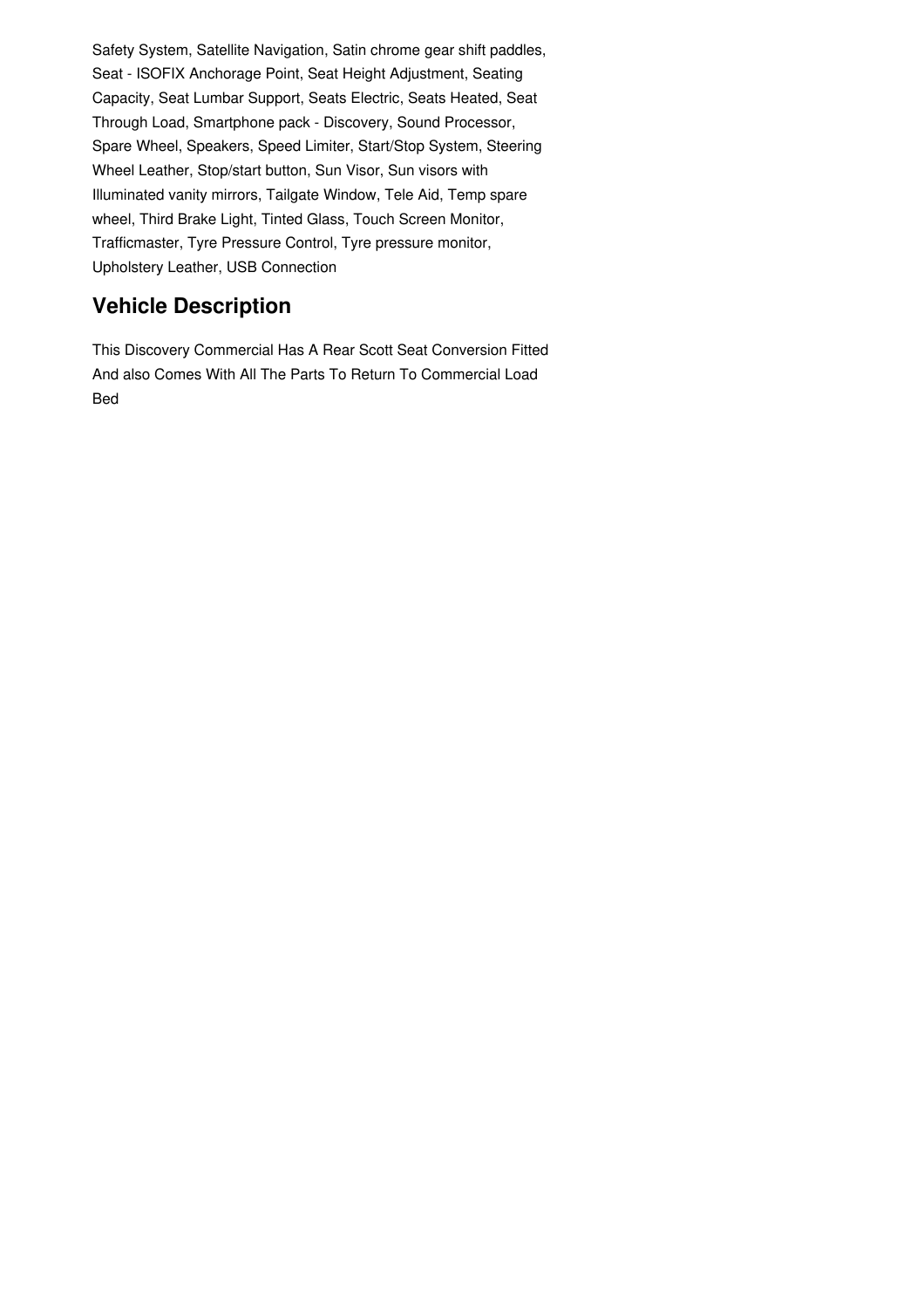Safety System, Satellite Navigation, Satin chrome gear shift paddles, Seat - ISOFIX Anchorage Point, Seat Height Adjustment, Seating Capacity, Seat Lumbar Support, Seats Electric, Seats Heated, Seat Through Load, Smartphone pack - Discovery, Sound Processor, Spare Wheel, Speakers, Speed Limiter, Start/Stop System, Steering Wheel Leather, Stop/start button, Sun Visor, Sun visors with Illuminated vanity mirrors, Tailgate Window, Tele Aid, Temp spare wheel, Third Brake Light, Tinted Glass, Touch Screen Monitor, Trafficmaster, Tyre Pressure Control, Tyre pressure monitor, Upholstery Leather, USB Connection

## Vehicle Description

This Discovery Commercial Has A Rear Scott Seat Conversion Fitted And also Comes With All The Parts To Return To Commercial Load Bed